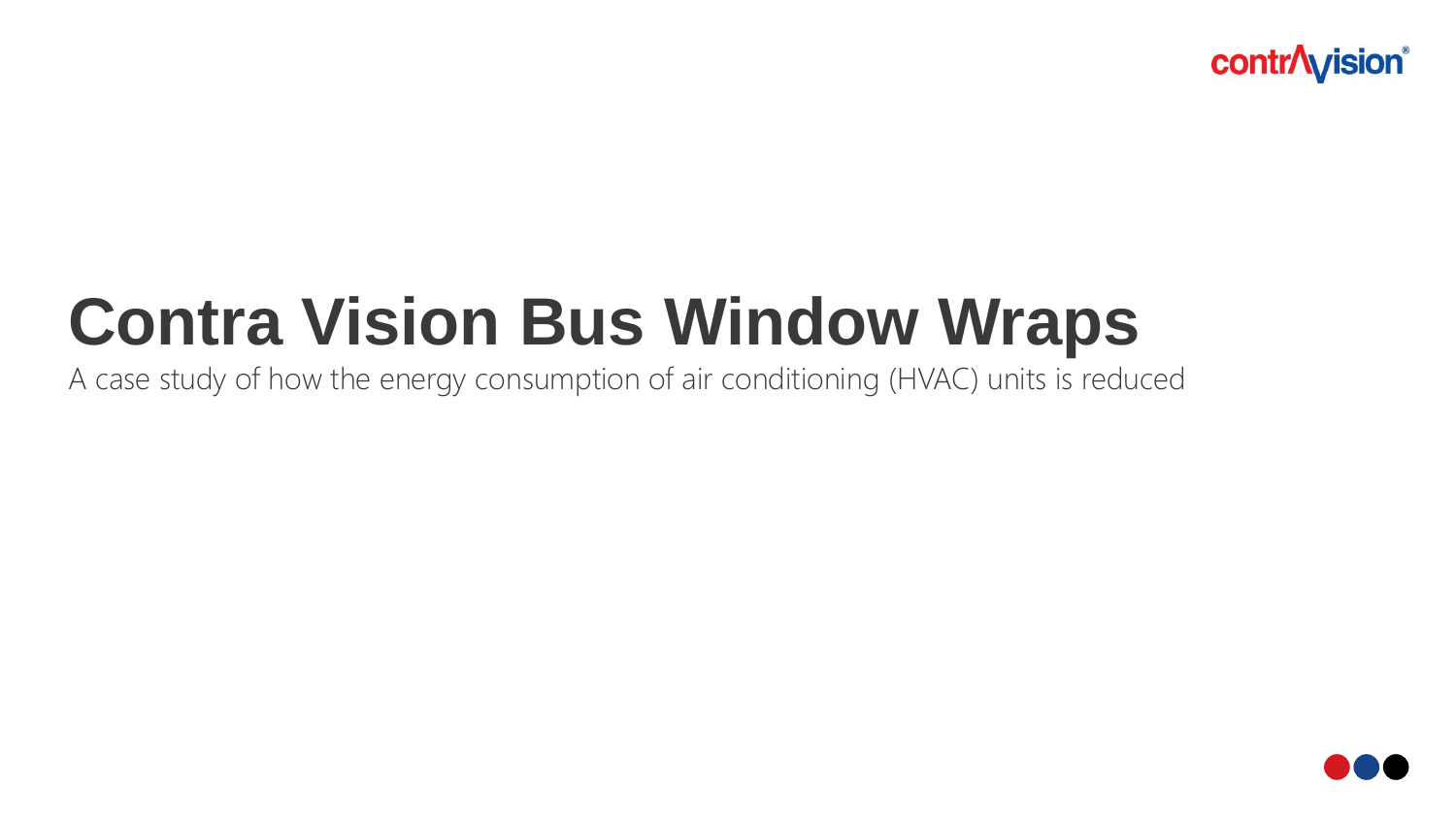# Contra Vision Bus Window Wraps

A case study of how the energy consumption of air conditioning (HVAC) units is reduced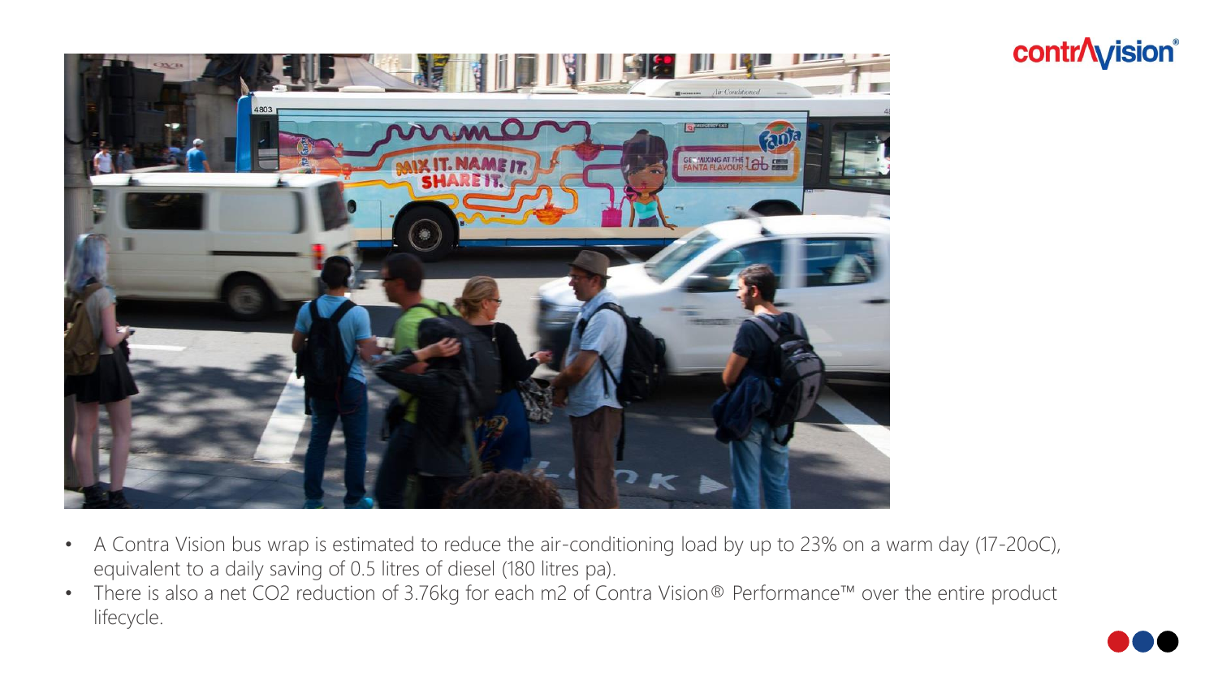- A Contra Vision bus wrap is estimated to reduce the air-conditioning load by up to 23% on a warm day (17-20oC), equivalent to a daily saving of 0.5 litres of diesel (180 litres pa).
- There is also a net $CO_2$ reduction of 3.76kg for each $m^2$ of Contra Vision® Performance™ over the entire product lifecycle.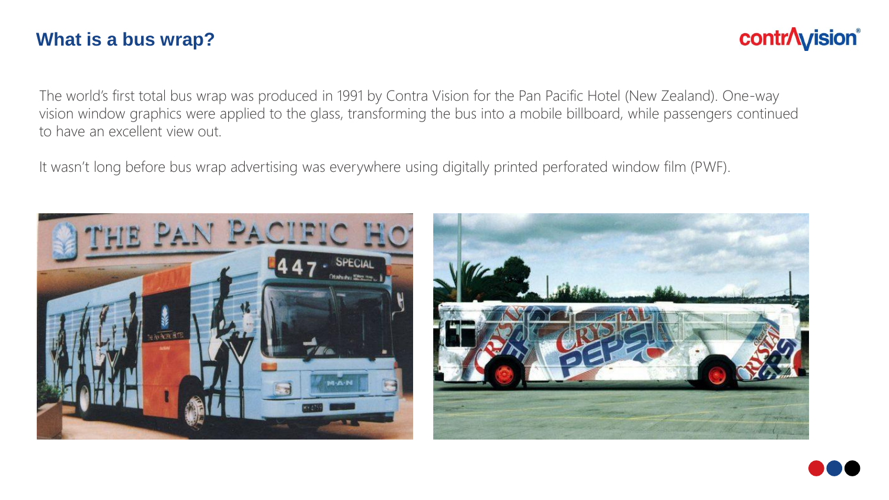## What is a bus wrap?

The world's first total bus wrap was produced in 1991 by Contra Vision for the Pan Pacific Hotel (New Zealand). One-way vision window graphics were applied to the glass, transforming the bus into a mobile billboard, while passengers continued to have an excellent view out.

It wasn't long before bus wrap advertising was everywhere using digitally printed perforated window film (PWF).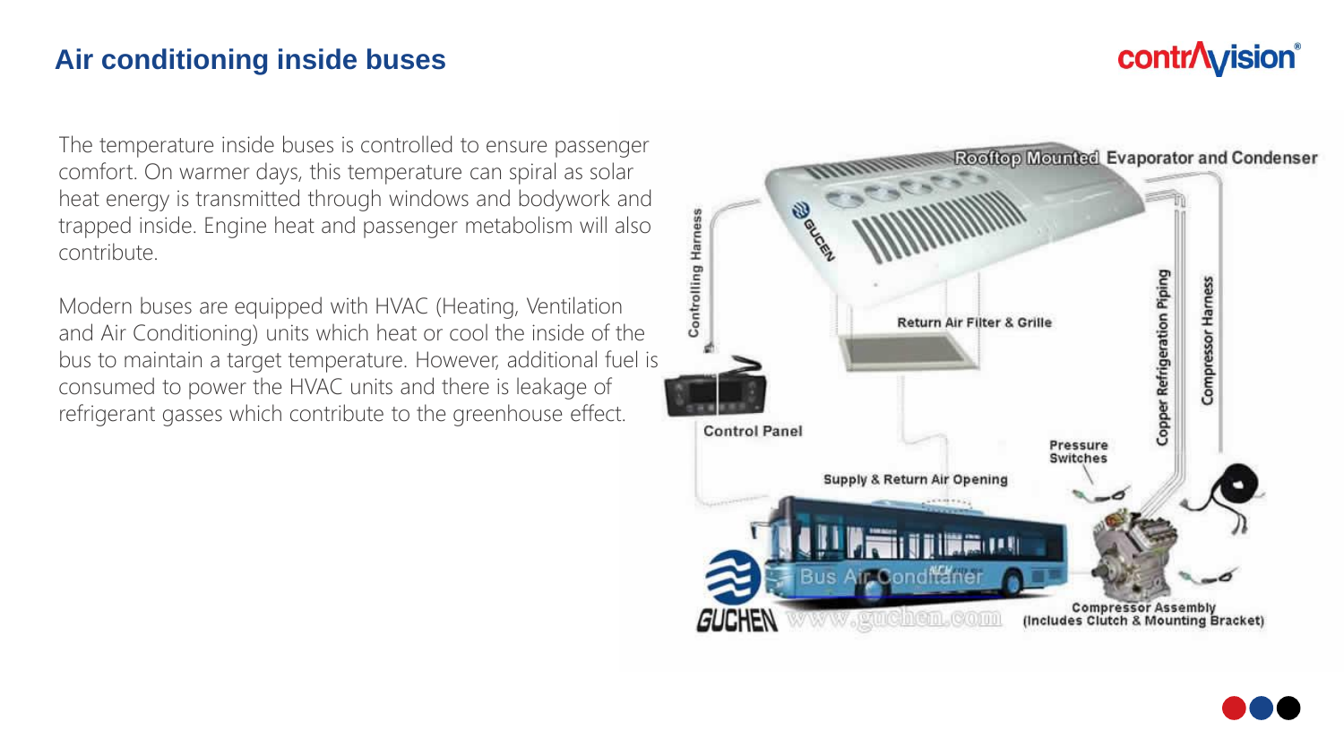## Air conditioning inside buses

The temperature inside buses is controlled to ensure passenger comfort. On warmer days, this temperature can spiral as solar heat energy is transmitted through windows and bodywork and trapped inside. Engine heat and passenger metabolism will also contribute.

Modern buses are equipped with HVAC (Heating, Ventilation and Air Conditioning) units which heat or cool the inside of the bus to maintain a target temperature. However, additional fuel is consumed to power the HVAC units and there is leakage of refrigerant gasses which contribute to the greenhouse effect.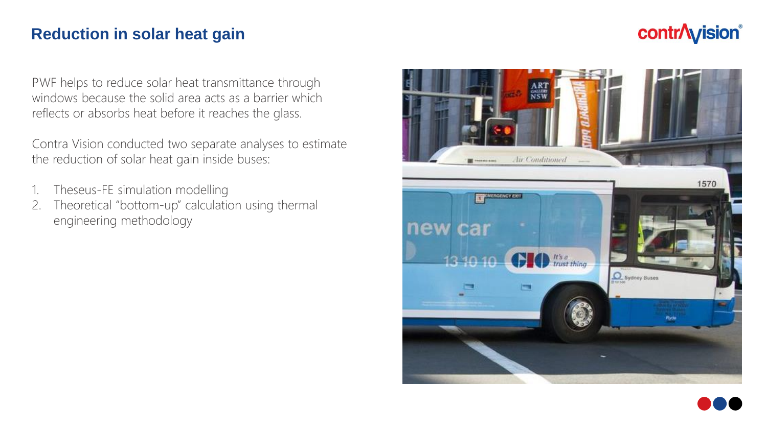## Reduction in solar heat gain

PWF helps to reduce solar heat transmittance through windows because the solid area acts as a barrier which reflects or absorbs heat before it reaches the glass.

Contra Vision conducted two separate analyses to estimate the reduction of solar heat gain inside buses:

1. Theseus-FE simulation modelling
2. Theoretical "bottom-up" calculation using thermal engineering methodology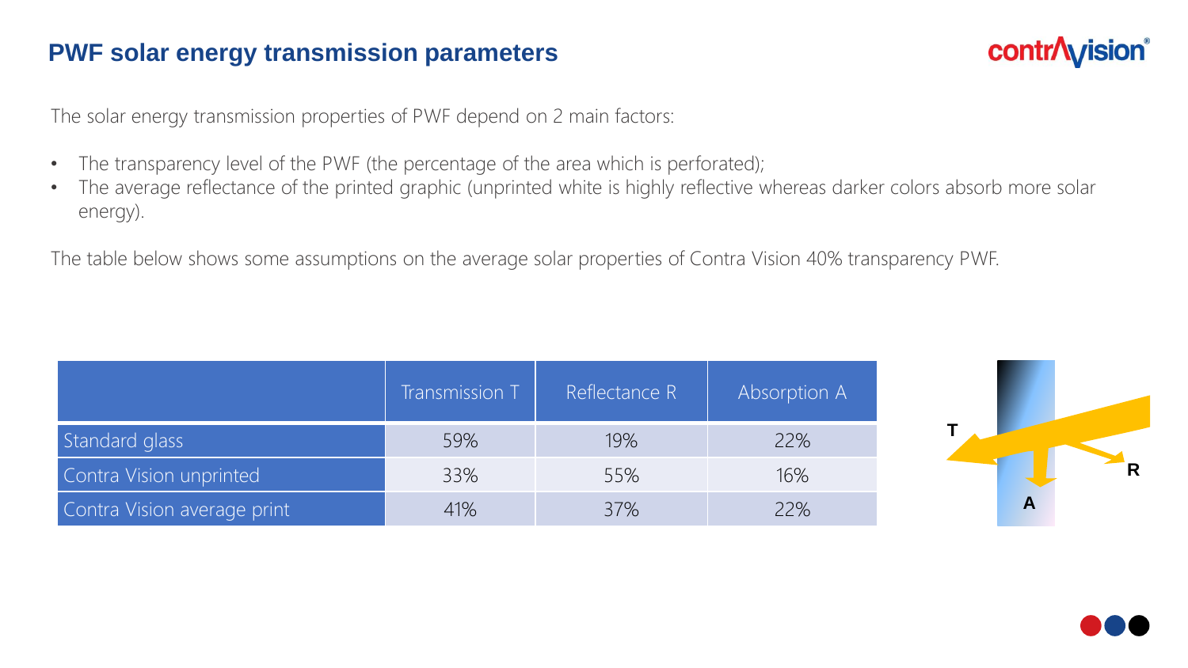# PWF solar energy transmission parameters

The solar energy transmission properties of PWF depend on 2 main factors:

- The transparency level of the PWF (the percentage of the area which is perforated);
- The average reflectance of the printed graphic (unprinted white is highly reflective whereas darker colors absorb more solar energy).

The table below shows some assumptions on the average solar properties of Contra Vision 40% transparency PWF.

| | Transmission T | Reflectance R | Absorption A |
|---|---|---|---|
| Standard glass | 59% | 19% | 22% |
| Contra Vision unprinted | 33% | 55% | 16% |
| Contra Vision average print | 41% | 37% | 22% |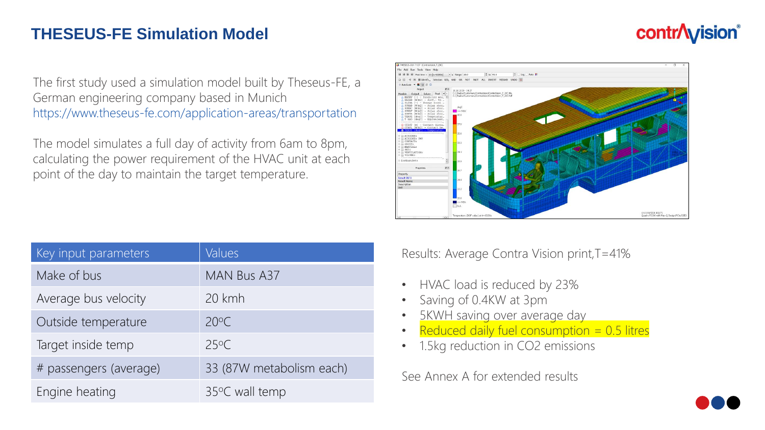# THESEUS-FE Simulation Model

The first study used a simulation model built by Theseus-FE, a German engineering company based in Munich https://www.theseus-fe.com/application-areas/transportation

The model simulates a full day of activity from 6am to 8pm, calculating the power requirement of the HVAC unit at each point of the day to maintain the target temperature.

| Key input parameters | Values |
| --- | --- |
| Make of bus | MAN Bus A37 |
| Average bus velocity | 20 kmh |
| Outside temperature | 20°C |
| Target inside temp | 25°C |
| # passengers (average) | 33 (87W metabolism each) |
| Engine heating | 35°C wall temp |

Results: Average Contra Vision print,T=41%

- HVAC load is reduced by 23%
- Saving of 0.4KW at 3pm
- 5KWH saving over average day
- Reduced daily fuel consumption = 0.5 litres
- 1.5kg reduction in $CO_2$ emissions

See Annex A for extended results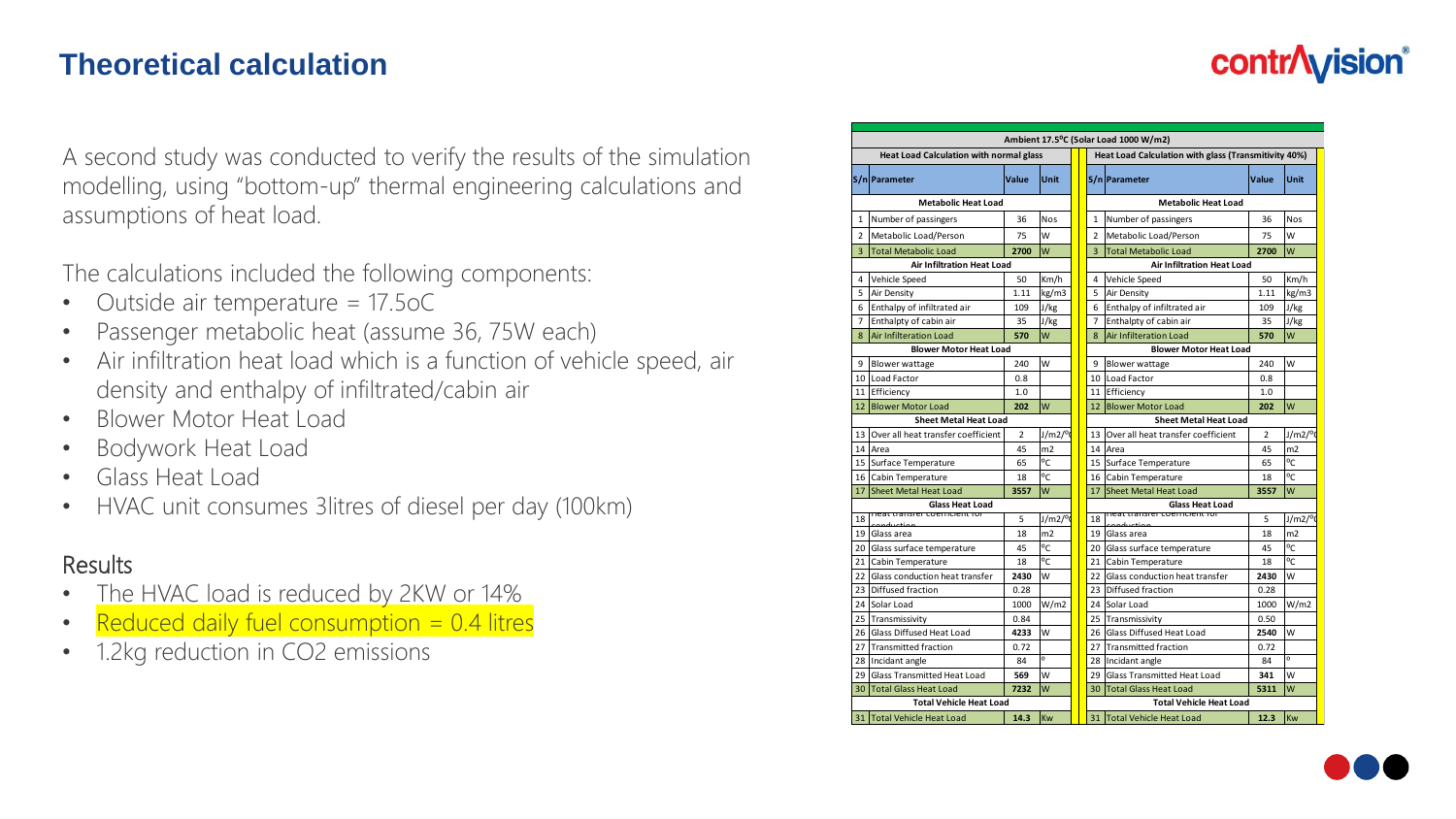# Theoretical calculation

A second study was conducted to verify the results of the simulation modelling, using "bottom-up" thermal engineering calculations and assumptions of heat load.

The calculations included the following components:

- Outside air temperature = 17.5oC
- Passenger metabolic heat (assume 36, 75W each)
- Air infiltration heat load which is a function of vehicle speed, air density and enthalpy of infiltrated/cabin air
- Blower Motor Heat Load
- Bodywork Heat Load
- Glass Heat Load
- HVAC unit consumes 3litres of diesel per day (100km)

## Results

- The HVAC load is reduced by 2KW or 14%
- Reduced daily fuel consumption = 0.4 litres
- 1.2kg reduction in CO2 emissions

Ambient 17.5°C (Solar Load 1000 W/m2)

| Heat Load Calculation with normal glass | | | | | Heat Load Calculation with glass (Transmitivity 40%) | | | |
|---|---|---|---|---|---|---|---|---|
| S/n | Parameter | Value | Unit | | S/n | Parameter | Value | Unit |
| | **Metabolic Heat Load** | | | | | **Metabolic Heat Load** | | |
| 1 | Number of passingers | 36 | Nos | | 1 | Number of passingers | 36 | Nos |
| 2 | Metabolic Load/Person | 75 | W | | 2 | Metabolic Load/Person | 75 | W |
| 3 | Total Metabolic Load | **2700** | W | | 3 | Total Metabolic Load | **2700** | W |
| | **Air Infiltration Heat Load** | | | | | **Air Infiltration Heat Load** | | |
| 4 | Vehicle Speed | 50 | Km/h | | 4 | Vehicle Speed | 50 | Km/h |
| 5 | Air Density | 1.11 | kg/m3 | | 5 | Air Density | 1.11 | kg/m3 |
| 6 | Enthalpy of infiltrated air | 109 | J/kg | | 6 | Enthalpy of infiltrated air | 109 | J/kg |
| 7 | Enthalpty of cabin air | 35 | J/kg | | 7 | Enthalpty of cabin air | 35 | J/kg |
| 8 | Air Infilteration Load | **570** | W | | 8 | Air Infilteration Load | **570** | W |
| | **Blower Motor Heat Load** | | | | | **Blower Motor Heat Load** | | |
| 9 | Blower wattage | 240 | W | | 9 | Blower wattage | 240 | W |
| 10 | Load Factor | 0.8 | | | 10 | Load Factor | 0.8 | |
| 11 | Efficiency | 1.0 | | | 11 | Efficiency | 1.0 | |
| 12 | Blower Motor Load | **202** | W | | 12 | Blower Motor Load | **202** | W |
| | **Sheet Metal Heat Load** | | | | | **Sheet Metal Heat Load** | | |
| 13 | Over all heat transfer coefficient | 2 | J/m2/°C | | 13 | Over all heat transfer coefficient | 2 | J/m2/°C |
| 14 | Area | 45 | m2 | | 14 | Area | 45 | m2 |
| 15 | Surface Temperature | 65 | °C | | 15 | Surface Temperature | 65 | °C |
| 16 | Cabin Temperature | 18 | °C | | 16 | Cabin Temperature | 18 | °C |
| 17 | Sheet Metal Heat Load | **3557** | W | | 17 | Sheet Metal Heat Load | **3557** | W |
| | **Glass Heat Load** | | | | | **Glass Heat Load** | | |
| 18 | Heat transfer coefficient for conduction | 5 | J/m2/°C | | 18 | Heat transfer coefficient for conduction | 5 | J/m2/°C |
| 19 | Glass area | 18 | m2 | | 19 | Glass area | 18 | m2 |
| 20 | Glass surface temperature | 45 | °C | | 20 | Glass surface temperature | 45 | °C |
| 21 | Cabin Temperature | 18 | °C | | 21 | Cabin Temperature | 18 | °C |
| 22 | Glass conduction heat transfer | **2430** | W | | 22 | Glass conduction heat transfer | **2430** | W |
| 23 | Diffused fraction | 0.28 | | | 23 | Diffused fraction | 0.28 | |
| 24 | Solar Load | 1000 | W/m2 | | 24 | Solar Load | 1000 | W/m2 |
| 25 | Transmissivity | 0.84 | | | 25 | Transmissivity | 0.50 | |
| 26 | Glass Diffused Heat Load | **4233** | W | | 26 | Glass Diffused Heat Load | **2540** | W |
| 27 | Transmitted fraction | 0.72 | | | 27 | Transmitted fraction | 0.72 | |
| 28 | Incidant angle | 84 | ° | | 28 | Incidant angle | 84 | ° |
| 29 | Glass Transmitted Heat Load | **569** | W | | 29 | Glass Transmitted Heat Load | **341** | W |
| 30 | Total Glass Heat Load | **7232** | W | | 30 | Total Glass Heat Load | **5311** | W |
| | **Total Vehicle Heat Load** | | | | | **Total Vehicle Heat Load** | | |
| 31 | Total Vehicle Heat Load | **14.3** | Kw | | 31 | Total Vehicle Heat Load | **12.3** | Kw |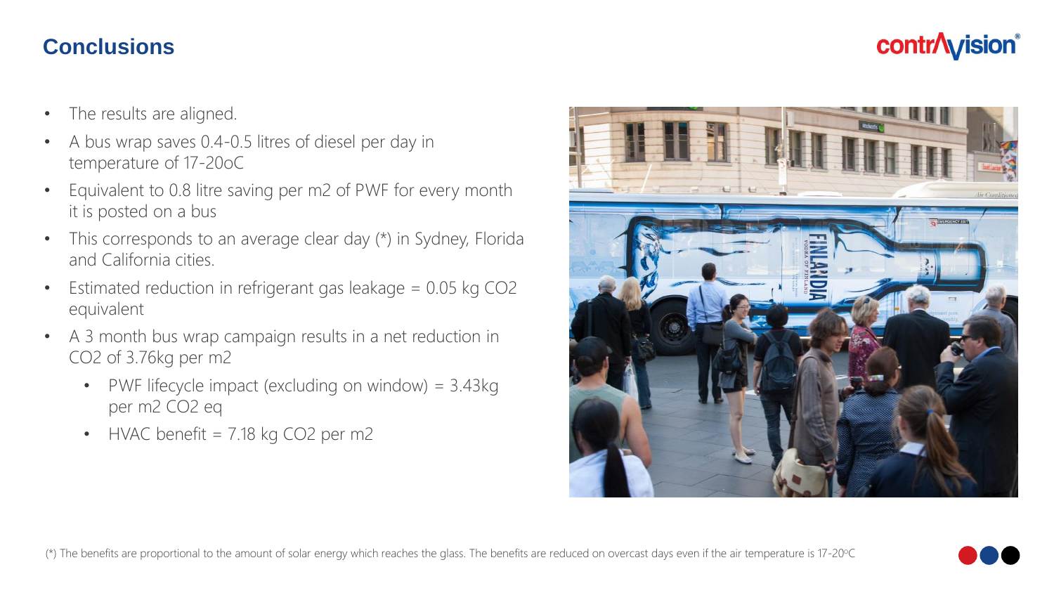# Conclusions

- The results are aligned.
- A bus wrap saves 0.4-0.5 litres of diesel per day in temperature of 17-20oC
- Equivalent to 0.8 litre saving per m2 of PWF for every month it is posted on a bus
- This corresponds to an average clear day (*) in Sydney, Florida and California cities.
- Estimated reduction in refrigerant gas leakage = 0.05 kg $CO_2$ equivalent
- A 3 month bus wrap campaign results in a net reduction in $CO_2$ of 3.76kg per m2
  - PWF lifecycle impact (excluding on window) = 3.43kg per m2 $CO_2$ eq
  - HVAC benefit = 7.18 kg $CO_2$ per m2

(*) The benefits are proportional to the amount of solar energy which reaches the glass. The benefits are reduced on overcast days even if the air temperature is 17-20°C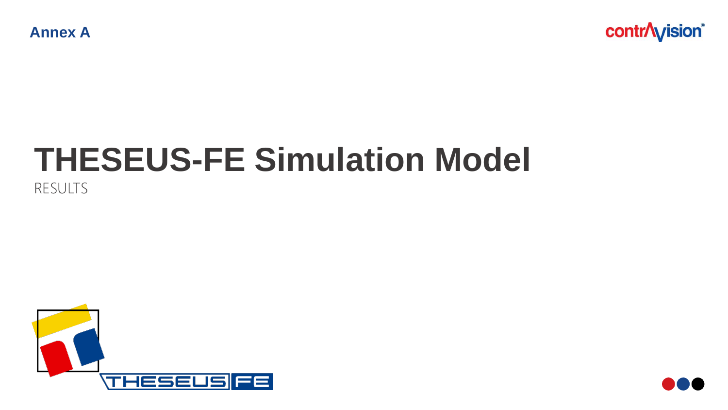Annex A

# THESEUS-FE Simulation Model

RESULTS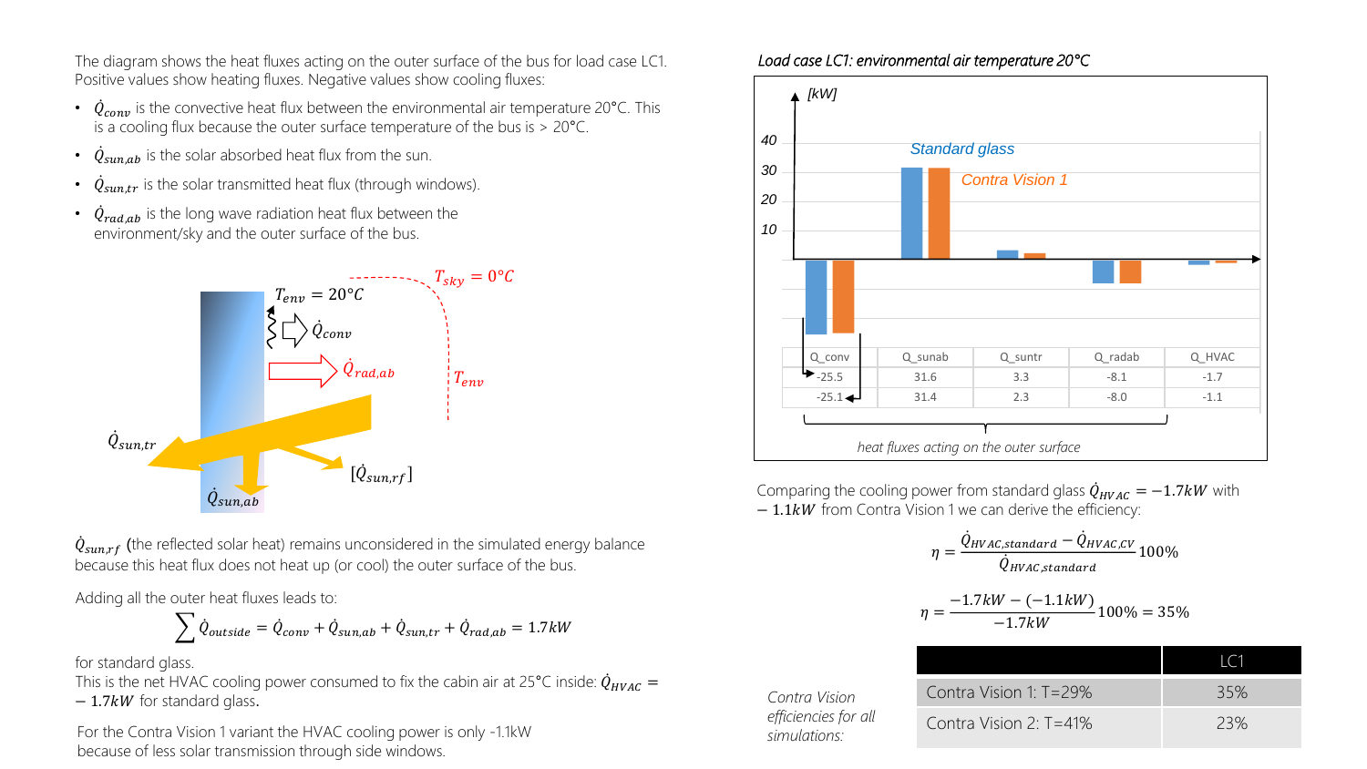The diagram shows the heat fluxes acting on the outer surface of the bus for load case LC1. Positive values show heating fluxes. Negative values show cooling fluxes:

- $\dot{Q}_{conv}$ is the convective heat flux between the environmental air temperature 20°C. This is a cooling flux because the outer surface temperature of the bus is > 20°C.
- $\dot{Q}_{sun,ab}$ is the solar absorbed heat flux from the sun.
- $\dot{Q}_{sun,tr}$ is the solar transmitted heat flux (through windows).
- $\dot{Q}_{rad,ab}$ is the long wave radiation heat flux between the environment/sky and the outer surface of the bus.

$T_{env} = 20°C$

$\dot{Q}_{conv}$

$\dot{Q}_{rad,ab}$

$T_{sky} = 0°C$

$T_{env}$

$\dot{Q}_{sun,tr}$

$\dot{Q}_{sun,ab}$

$[\dot{Q}_{sun,rf}]$

$\dot{Q}_{sun,rf}$ (the reflected solar heat) remains unconsidered in the simulated energy balance because this heat flux does not heat up (or cool) the outer surface of the bus.

Adding all the outer heat fluxes leads to:

$$\sum \dot{Q}_{outside} = \dot{Q}_{conv} + \dot{Q}_{sun,ab} + \dot{Q}_{sun,tr} + \dot{Q}_{rad,ab} = 1.7kW$$

for standard glass.
This is the net HVAC cooling power consumed to fix the cabin air at 25°C inside: $\dot{Q}_{HVAC} = -1.7kW$ for standard glass.

For the Contra Vision 1 variant the HVAC cooling power is only -1.1kW because of less solar transmission through side windows.

*Load case LC1: environmental air temperature 20°C*

[kW]

40

30

20

10

Standard glass

Contra Vision 1

| Q_conv | Q_sunab | Q_suntr | Q_radab | Q_HVAC |
|---|---|---|---|---|
| -25.5 | 31.6 | 3.3 | -8.1 | -1.7 |
| -25.1 | 31.4 | 2.3 | -8.0 | -1.1 |

*heat fluxes acting on the outer surface*

Comparing the cooling power from standard glass $\dot{Q}_{HVAC} = -1.7kW$ with $-1.1kW$ from Contra Vision 1 we can derive the efficiency:

$$\eta = \frac{\dot{Q}_{HVAC,standard} - \dot{Q}_{HVAC,CV}}{\dot{Q}_{HVAC,standard}} 100\%$$

$$\eta = \frac{-1.7kW - (-1.1kW)}{-1.7kW} 100\% = 35\%$$

*Contra Vision efficiencies for all simulations:*

| | LC1 |
|---|---|
| Contra Vision 1: T=29% | 35% |
| Contra Vision 2: T=41% | 23% |